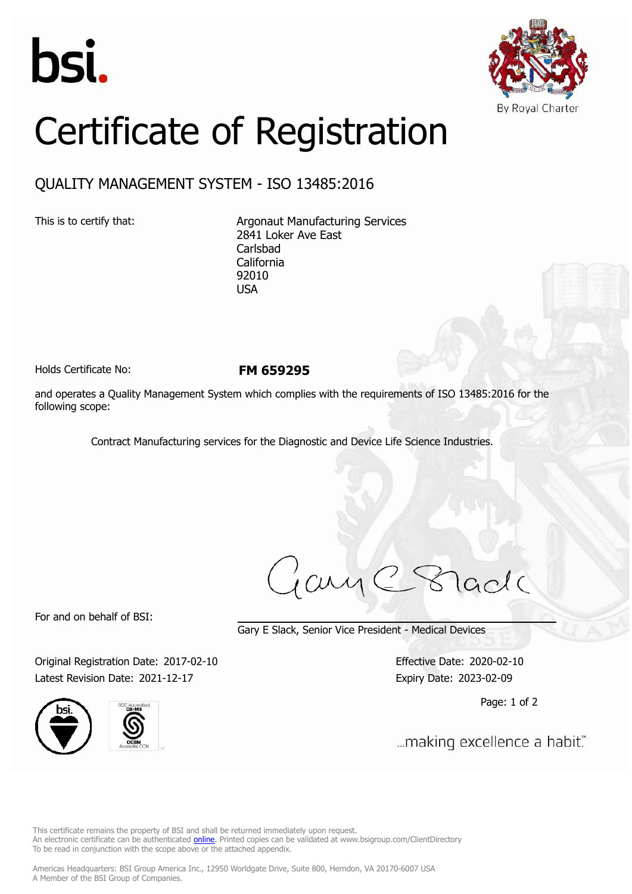bsi.

By Royal Charter

# Certificate of Registration

## QUALITY MANAGEMENT SYSTEM - ISO 13485:2016

This is to certify that:

Argonaut Manufacturing Services
2841 Loker Ave East
Carlsbad
California
92010
USA

Holds Certificate No: **FM 659295**

and operates a Quality Management System which complies with the requirements of ISO 13485:2016 for the following scope:

Contract Manufacturing services for the Diagnostic and Device Life Science Industries.

For and on behalf of BSI:

Gary E Slack, Senior Vice President - Medical Devices

Original Registration Date: 2017-02-10
Latest Revision Date: 2021-12-17

Effective Date: 2020-02-10
Expiry Date: 2023-02-09

...making excellence a habit.™

This certificate remains the property of BSI and shall be returned immediately upon request.
An electronic certificate can be authenticated online. Printed copies can be validated at www.bsigroup.com/ClientDirectory
To be read in conjunction with the scope above or the attached appendix.

Americas Headquarters: BSI Group America Inc., 12950 Worldgate Drive, Suite 800, Herndon, VA 20170-6007 USA
A Member of the BSI Group of Companies.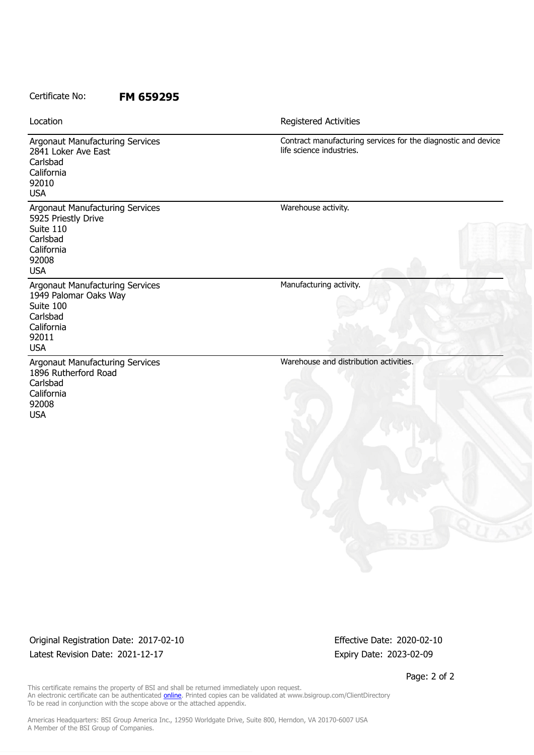Certificate No: **FM 659295**

| Location | Registered Activities |
| --- | --- |
| Argonaut Manufacturing Services<br>2841 Loker Ave East<br>Carlsbad<br>California<br>92010<br>USA | Contract manufacturing services for the diagnostic and device life science industries. |
| Argonaut Manufacturing Services<br>5925 Priestly Drive<br>Suite 110<br>Carlsbad<br>California<br>92008<br>USA | Warehouse activity. |
| Argonaut Manufacturing Services<br>1949 Palomar Oaks Way<br>Suite 100<br>Carlsbad<br>California<br>92011<br>USA | Manufacturing activity. |
| Argonaut Manufacturing Services<br>1896 Rutherford Road<br>Carlsbad<br>California<br>92008<br>USA | Warehouse and distribution activities. |

Original Registration Date: 2017-02-10
Latest Revision Date: 2021-12-17

Effective Date: 2020-02-10
Expiry Date: 2023-02-09

This certificate remains the property of BSI and shall be returned immediately upon request.
An electronic certificate can be authenticated online. Printed copies can be validated at www.bsigroup.com/ClientDirectory
To be read in conjunction with the scope above or the attached appendix.

Americas Headquarters: BSI Group America Inc., 12950 Worldgate Drive, Suite 800, Herndon, VA 20170-6007 USA
A Member of the BSI Group of Companies.